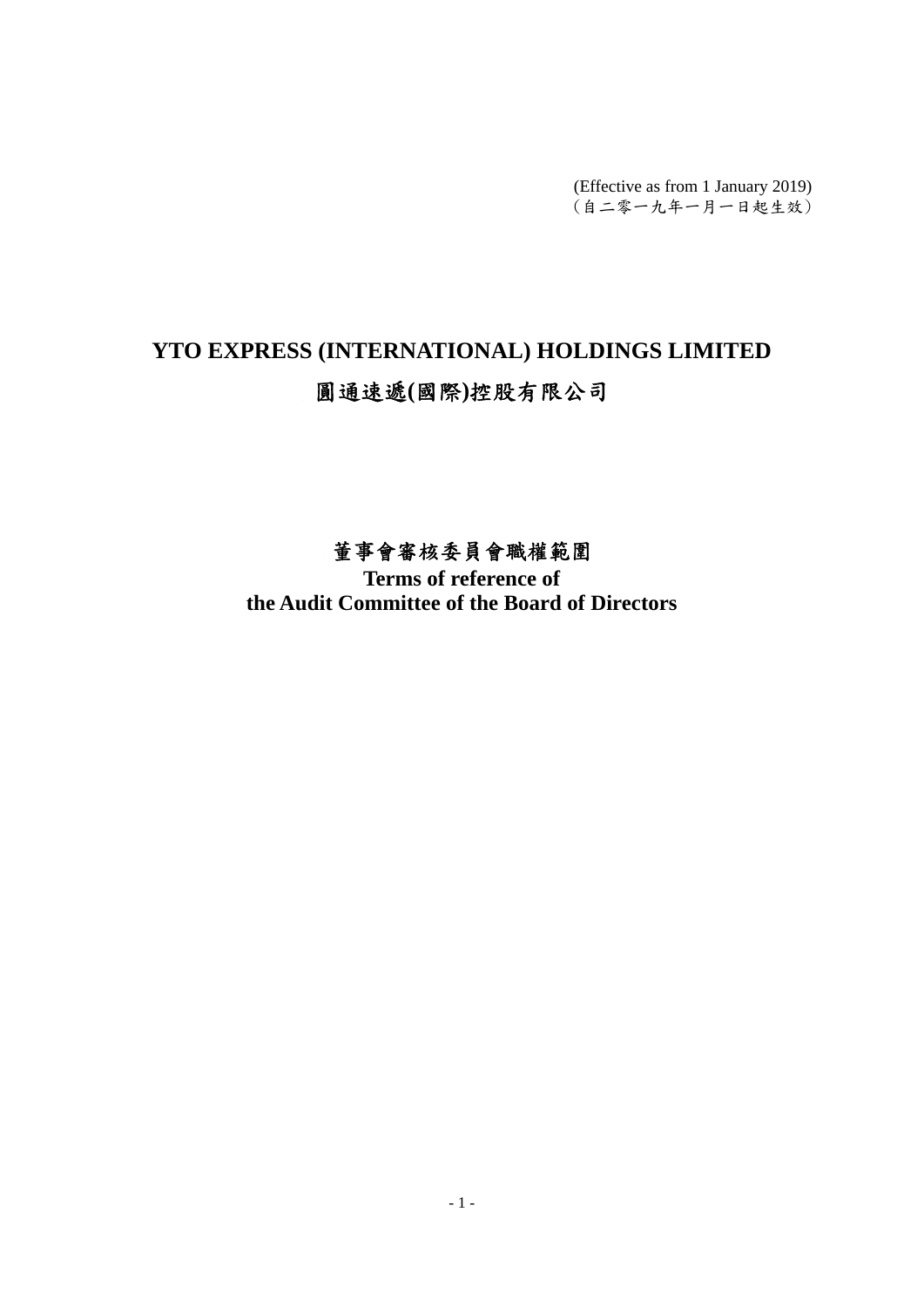(Effective as from 1 January 2019)
（自二零一九年一月一日起生效）

# YTO EXPRESS (INTERNATIONAL) HOLDINGS LIMITED

# 圓通速遞(國際)控股有限公司

## 董事會審核委員會職權範圍

## Terms of reference of the Audit Committee of the Board of Directors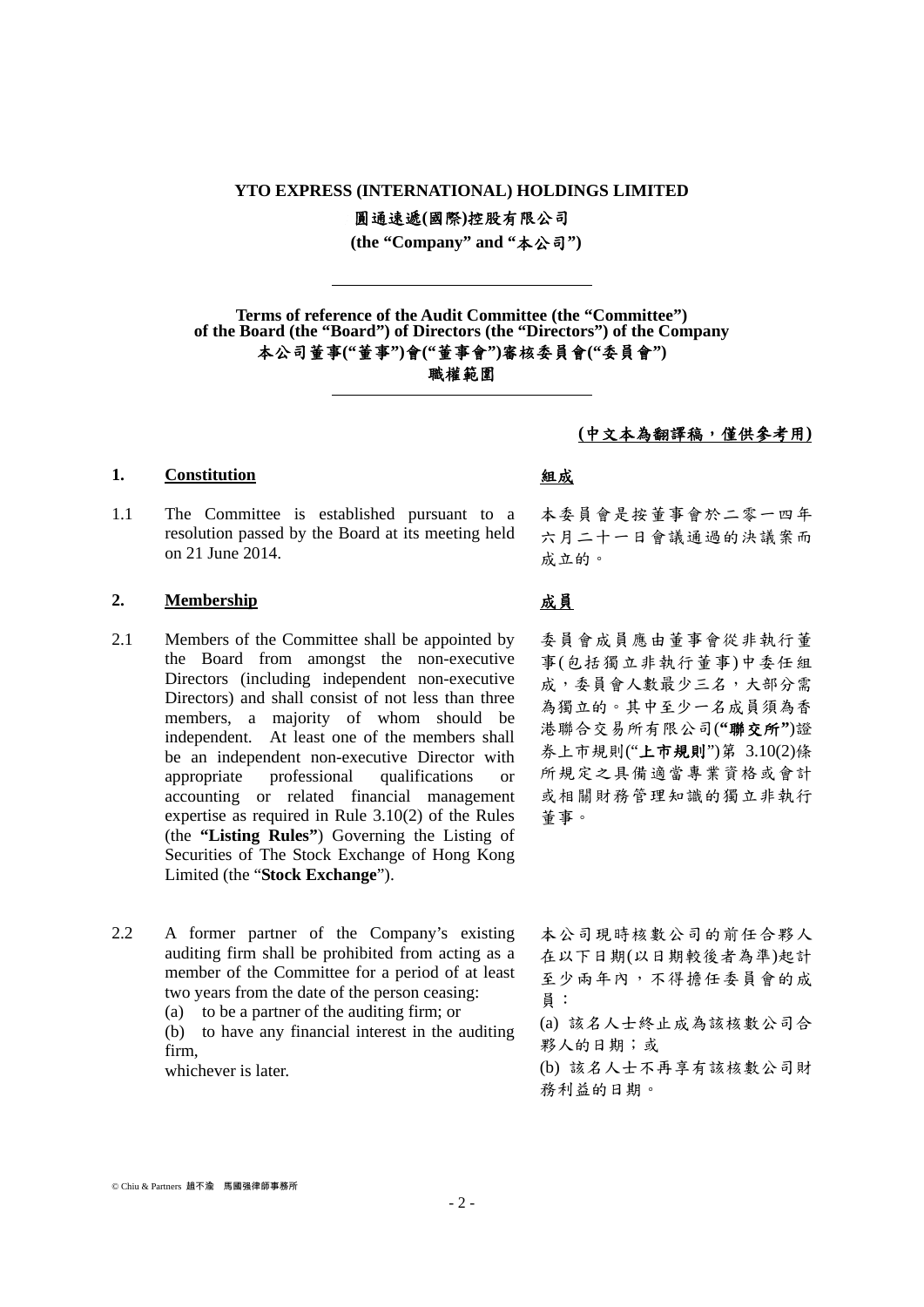**YTO EXPRESS (INTERNATIONAL) HOLDINGS LIMITED**

**圓通速遞(國際)控股有限公司**

**(the "Company" and "本公司")**

---

**Terms of reference of the Audit Committee (the "Committee") of the Board (the "Board") of Directors (the "Directors") of the Company**

**本公司董事("董事")會("董事會")審核委員會("委員會")職權範圍**

---

**(中文本為翻譯稿，僅供參考用)**

## 1. Constitution

## 組成

1.1 The Committee is established pursuant to a resolution passed by the Board at its meeting held on 21 June 2014.

本委員會是按董事會於二零一四年六月二十一日會議通過的決議案而成立的。

## 2. Membership

## 成員

2.1 Members of the Committee shall be appointed by the Board from amongst the non-executive Directors (including independent non-executive Directors) and shall consist of not less than three members, a majority of whom should be independent. At least one of the members shall be an independent non-executive Director with appropriate professional qualifications or accounting or related financial management expertise as required in Rule 3.10(2) of the Rules (the **"Listing Rules"**) Governing the Listing of Securities of The Stock Exchange of Hong Kong Limited (the "**Stock Exchange**").

委員會成員應由董事會從非執行董事(包括獨立非執行董事)中委任組成，委員會人數最少三名，大部分需為獨立的。其中至少一名成員須為香港聯合交易所有限公司(**"聯交所"**)證券上市規則("**上市規則**")第 3.10(2)條所規定之具備適當專業資格或會計或相關財務管理知識的獨立非執行董事。

2.2 A former partner of the Company's existing auditing firm shall be prohibited from acting as a member of the Committee for a period of at least two years from the date of the person ceasing:

(a) to be a partner of the auditing firm; or

(b) to have any financial interest in the auditing firm,

whichever is later.

本公司現時核數公司的前任合夥人在以下日期(以日期較後者為準)起計至少兩年內，不得擔任委員會的成員：

(a) 該名人士終止成為該核數公司合夥人的日期；或

(b) 該名人士不再享有該核數公司財務利益的日期。

© Chiu & Partners 趙不渝 馬國強律師事務所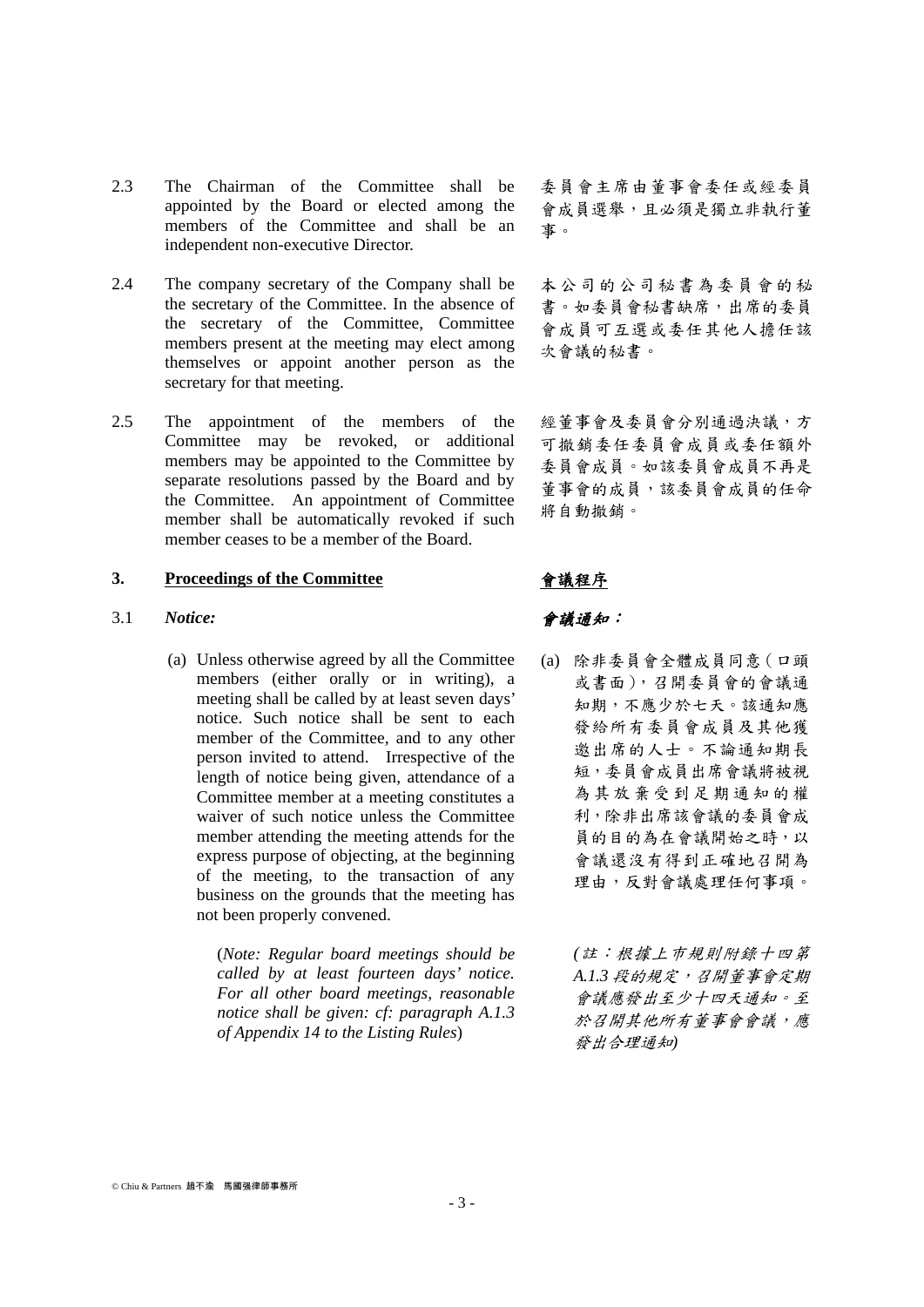2.3 The Chairman of the Committee shall be appointed by the Board or elected among the members of the Committee and shall be an independent non-executive Director.

委員會主席由董事會委任或經委員會成員選舉，且必須是獨立非執行董事。

2.4 The company secretary of the Company shall be the secretary of the Committee. In the absence of the secretary of the Committee, Committee members present at the meeting may elect among themselves or appoint another person as the secretary for that meeting.

本公司的公司秘書為委員會的秘書。如委員會秘書缺席，出席的委員會成員可互選或委任其他人擔任該次會議的秘書。

2.5 The appointment of the members of the Committee may be revoked, or additional members may be appointed to the Committee by separate resolutions passed by the Board and by the Committee. An appointment of Committee member shall be automatically revoked if such member ceases to be a member of the Board.

經董事會及委員會分別通過決議，方可撤銷委任委員會成員或委任額外委員會成員。如該委員會成員不再是董事會的成員，該委員會成員的任命將自動撤銷。

## 3. Proceedings of the Committee

## 會議程序

3.1 ***Notice:***

***會議通知：***

(a) Unless otherwise agreed by all the Committee members (either orally or in writing), a meeting shall be called by at least seven days' notice. Such notice shall be sent to each member of the Committee, and to any other person invited to attend. Irrespective of the length of notice being given, attendance of a Committee member at a meeting constitutes a waiver of such notice unless the Committee member attending the meeting attends for the express purpose of objecting, at the beginning of the meeting, to the transaction of any business on the grounds that the meeting has not been properly convened.

(a) 除非委員會全體成員同意（口頭或書面），召開委員會的會議通知期，不應少於七天。該通知應發給所有委員會成員及其他獲邀出席的人士。不論通知期長短，委員會成員出席會議將被視為其放棄受到足期通知的權利，除非出席該會議的委員會成員的目的為在會議開始之時，以會議還沒有得到正確地召開為理由，反對會議處理任何事項。

(*Note: Regular board meetings should be called by at least fourteen days' notice. For all other board meetings, reasonable notice shall be given: cf: paragraph A.1.3 of Appendix 14 to the Listing Rules*)

*(註：根據上市規則附錄十四第A.1.3段的規定，召開董事會定期會議應發出至少十四天通知。至於召開其他所有董事會會議，應發出合理通知)*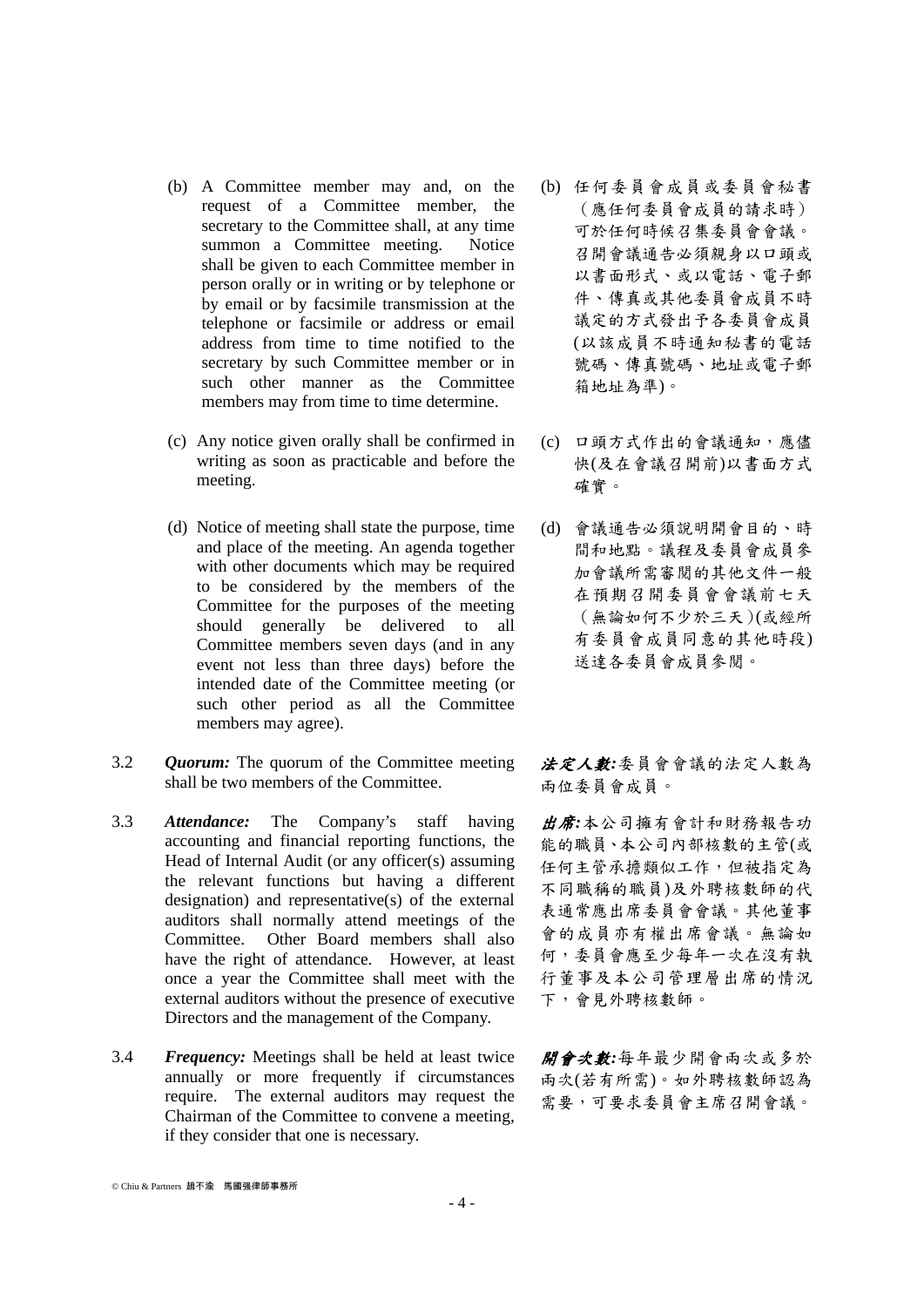(b) A Committee member may and, on the request of a Committee member, the secretary to the Committee shall, at any time summon a Committee meeting. Notice shall be given to each Committee member in person orally or in writing or by telephone or by email or by facsimile transmission at the telephone or facsimile or address or email address from time to time notified to the secretary by such Committee member or in such other manner as the Committee members may from time to time determine.

(b) 任何委員會成員或委員會秘書（應任何委員會成員的請求時）可於任何時候召集委員會會議。召開會議通告必須親身以口頭或以書面形式、或以電話、電子郵件、傳真或其他委員會成員不時議定的方式發出予各委員會成員(以該成員不時通知秘書的電話號碼、傳真號碼、地址或電子郵箱地址為準)。

(c) Any notice given orally shall be confirmed in writing as soon as practicable and before the meeting.

(c) 口頭方式作出的會議通知，應儘快(及在會議召開前)以書面方式確實。

(d) Notice of meeting shall state the purpose, time and place of the meeting. An agenda together with other documents which may be required to be considered by the members of the Committee for the purposes of the meeting should generally be delivered to all Committee members seven days (and in any event not less than three days) before the intended date of the Committee meeting (or such other period as all the Committee members may agree).

(d) 會議通告必須說明開會目的、時間和地點。議程及委員會成員參加會議所需審閱的其他文件一般在預期召開委員會會議前七天（無論如何不少於三天）(或經所有委員會成員同意的其他時段)送達各委員會成員參閱。

3.2 ***Quorum:*** The quorum of the Committee meeting shall be two members of the Committee.

***法定人數:***委員會會議的法定人數為兩位委員會成員。

3.3 ***Attendance:*** The Company's staff having accounting and financial reporting functions, the Head of Internal Audit (or any officer(s) assuming the relevant functions but having a different designation) and representative(s) of the external auditors shall normally attend meetings of the Committee. Other Board members shall also have the right of attendance. However, at least once a year the Committee shall meet with the external auditors without the presence of executive Directors and the management of the Company.

***出席:***本公司擁有會計和財務報告功能的職員、本公司內部核數的主管(或任何主管承擔類似工作，但被指定為不同職稱的職員)及外聘核數師的代表通常應出席委員會會議。其他董事會的成員亦有權出席會議。無論如何，委員會應至少每年一次在沒有執行董事及本公司管理層出席的情況下，會見外聘核數師。

3.4 ***Frequency:*** Meetings shall be held at least twice annually or more frequently if circumstances require. The external auditors may request the Chairman of the Committee to convene a meeting, if they consider that one is necessary.

***開會次數:***每年最少開會兩次或多於兩次(若有所需)。如外聘核數師認為需要，可要求委員會主席召開會議。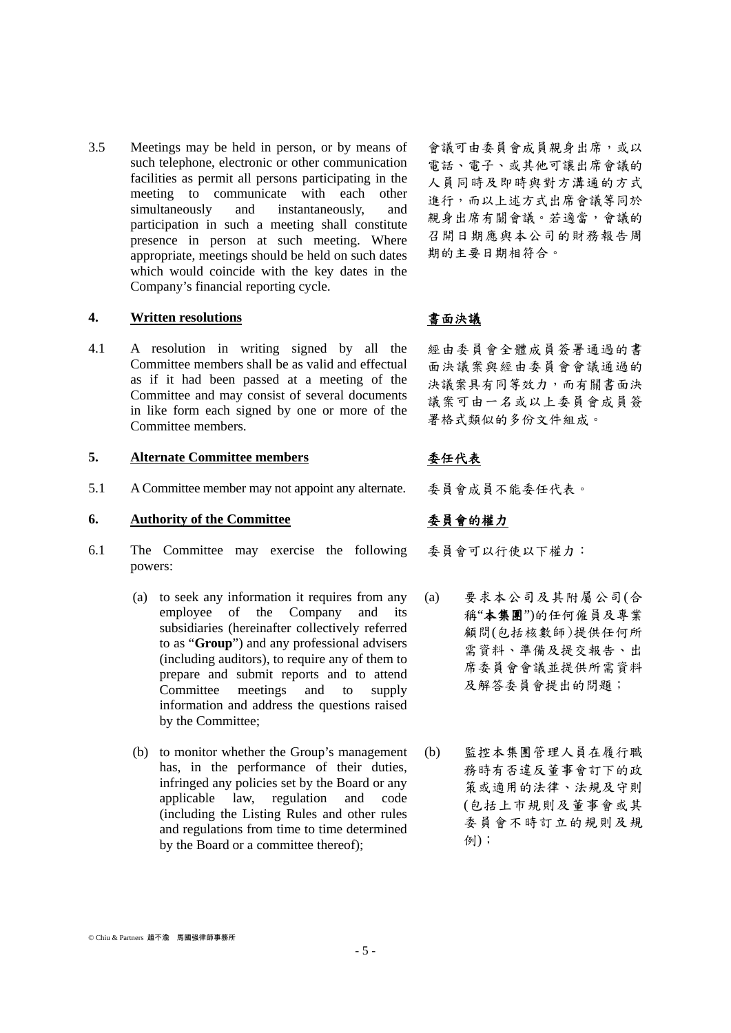3.5 Meetings may be held in person, or by means of such telephone, electronic or other communication facilities as permit all persons participating in the meeting to communicate with each other simultaneously and instantaneously, and participation in such a meeting shall constitute presence in person at such meeting. Where appropriate, meetings should be held on such dates which would coincide with the key dates in the Company's financial reporting cycle.

會議可由委員會成員親身出席，或以電話、電子、或其他可讓出席會議的人員同時及即時與對方溝通的方式進行，而以上述方式出席會議等同於親身出席有關會議。若適當，會議的召開日期應與本公司的財務報告周期的主要日期相符合。

## 4. Written resolutions 書面決議

4.1 A resolution in writing signed by all the Committee members shall be as valid and effectual as if it had been passed at a meeting of the Committee and may consist of several documents in like form each signed by one or more of the Committee members.

經由委員會全體成員簽署通過的書面決議案與經由委員會會議通過的決議案具有同等效力，而有關書面決議案可由一名或以上委員會成員簽署格式類似的多份文件組成。

## 5. Alternate Committee members 委任代表

5.1 A Committee member may not appoint any alternate.

委員會成員不能委任代表。

## 6. Authority of the Committee 委員會的權力

6.1 The Committee may exercise the following powers:

委員會可以行使以下權力：

(a) to seek any information it requires from any employee of the Company and its subsidiaries (hereinafter collectively referred to as "**Group**") and any professional advisers (including auditors), to require any of them to prepare and submit reports and to attend Committee meetings and to supply information and address the questions raised by the Committee;

(a) 要求本公司及其附屬公司(合稱"**本集團**")的任何僱員及專業顧問(包括核數師)提供任何所需資料、準備及提交報告、出席委員會會議並提供所需資料及解答委員會提出的問題；

(b) to monitor whether the Group's management has, in the performance of their duties, infringed any policies set by the Board or any applicable law, regulation and code (including the Listing Rules and other rules and regulations from time to time determined by the Board or a committee thereof);

(b) 監控本集團管理人員在履行職務時有否違反董事會訂下的政策或適用的法律、法規及守則(包括上市規則及董事會或其委員會不時訂立的規則及規例)；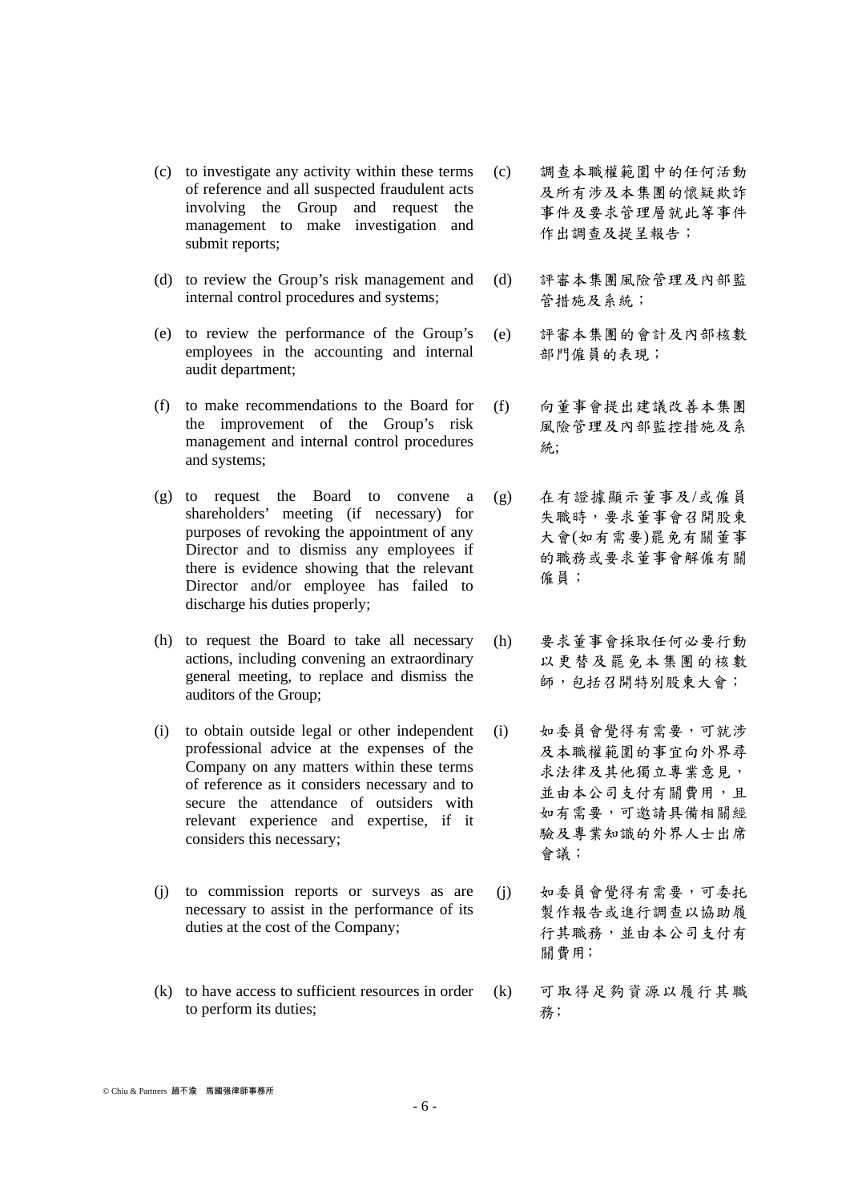(c) to investigate any activity within these terms of reference and all suspected fraudulent acts involving the Group and request the management to make investigation and submit reports;

(c) 調查本職權範圍中的任何活動及所有涉及本集團的懷疑欺詐事件及要求管理層就此等事件作出調查及提呈報告；

(d) to review the Group's risk management and internal control procedures and systems;

(d) 評審本集團風險管理及內部監管措施及系統；

(e) to review the performance of the Group's employees in the accounting and internal audit department;

(e) 評審本集團的會計及內部核數部門僱員的表現；

(f) to make recommendations to the Board for the improvement of the Group's risk management and internal control procedures and systems;

(f) 向董事會提出建議改善本集團風險管理及內部監控措施及系統;

(g) to request the Board to convene a shareholders' meeting (if necessary) for purposes of revoking the appointment of any Director and to dismiss any employees if there is evidence showing that the relevant Director and/or employee has failed to discharge his duties properly;

(g) 在有證據顯示董事及/或僱員失職時，要求董事會召開股東大會(如有需要)罷免有關董事的職務或要求董事會解僱有關僱員；

(h) to request the Board to take all necessary actions, including convening an extraordinary general meeting, to replace and dismiss the auditors of the Group;

(h) 要求董事會採取任何必要行動以更替及罷免本集團的核數師，包括召開特別股東大會；

(i) to obtain outside legal or other independent professional advice at the expenses of the Company on any matters within these terms of reference as it considers necessary and to secure the attendance of outsiders with relevant experience and expertise, if it considers this necessary;

(i) 如委員會覺得有需要，可就涉及本職權範圍的事宜向外界尋求法律及其他獨立專業意見，並由本公司支付有關費用，且如有需要，可邀請具備相關經驗及專業知識的外界人士出席會議；

(j) to commission reports or surveys as are necessary to assist in the performance of its duties at the cost of the Company;

(j) 如委員會覺得有需要，可委托製作報告或進行調查以協助履行其職務，並由本公司支付有關費用;

(k) to have access to sufficient resources in order to perform its duties;

(k) 可取得足夠資源以履行其職務;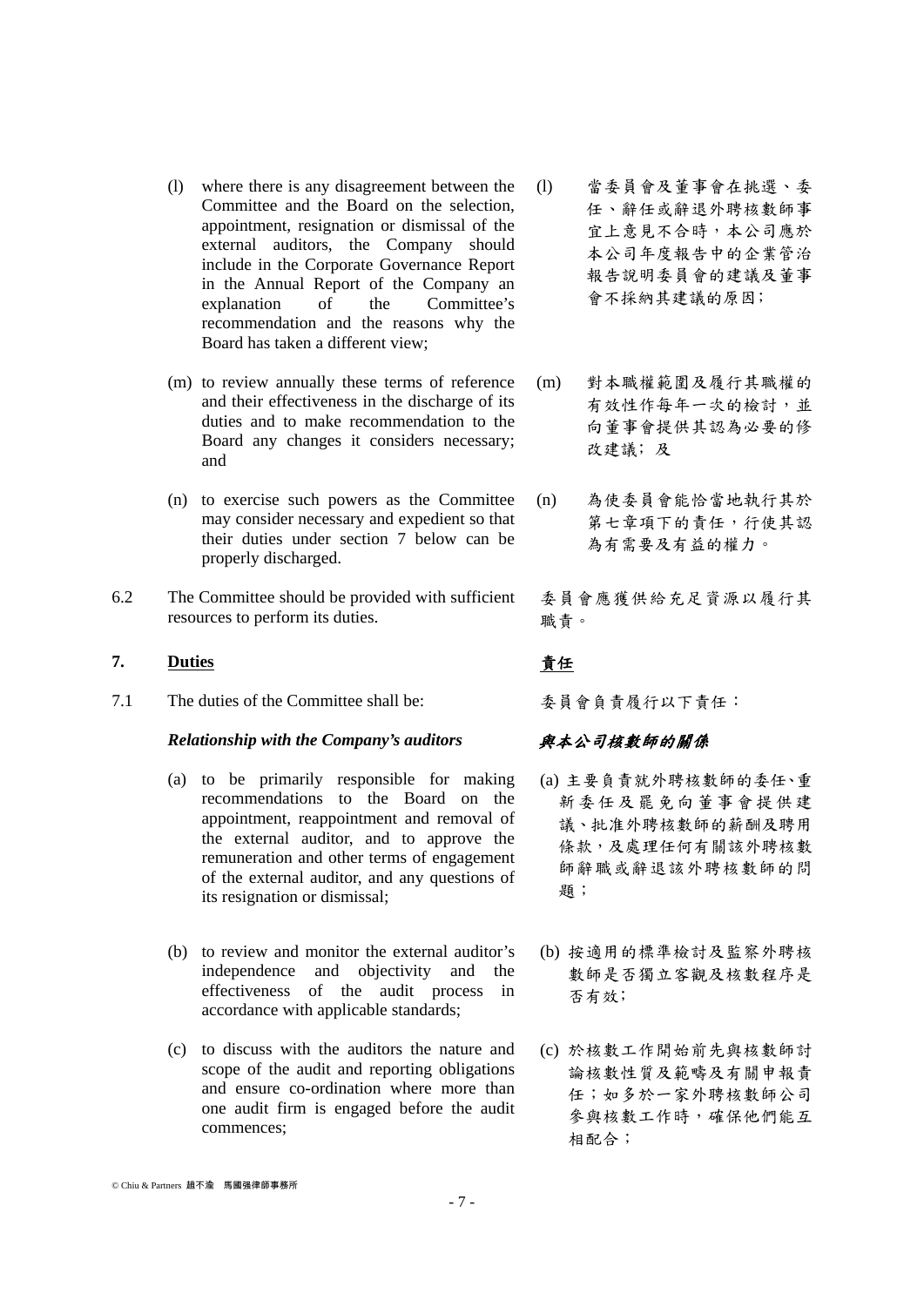(l) where there is any disagreement between the Committee and the Board on the selection, appointment, resignation or dismissal of the external auditors, the Company should include in the Corporate Governance Report in the Annual Report of the Company an explanation of the Committee's recommendation and the reasons why the Board has taken a different view;

(l) 當委員會及董事會在挑選、委任、辭任或辭退外聘核數師事宜上意見不合時，本公司應於本公司年度報告中的企業管治報告說明委員會的建議及董事會不採納其建議的原因；

(m) to review annually these terms of reference and their effectiveness in the discharge of its duties and to make recommendation to the Board any changes it considers necessary; and

(m) 對本職權範圍及履行其職權的有效性作每年一次的檢討，並向董事會提供其認為必要的修改建議；及

(n) to exercise such powers as the Committee may consider necessary and expedient so that their duties under section 7 below can be properly discharged.

(n) 為使委員會能恰當地執行其於第七章項下的責任，行使其認為有需要及有益的權力。

6.2 The Committee should be provided with sufficient resources to perform its duties.

委員會應獲供給充足資源以履行其職責。

## 7. <u>Duties</u>

## <u>責任</u>

7.1 The duties of the Committee shall be:

委員會負責履行以下責任：

***Relationship with the Company's auditors***

***與本公司核數師的關係***

(a) to be primarily responsible for making recommendations to the Board on the appointment, reappointment and removal of the external auditor, and to approve the remuneration and other terms of engagement of the external auditor, and any questions of its resignation or dismissal;

(a) 主要負責就外聘核數師的委任、重新委任及罷免向董事會提供建議、批准外聘核數師的薪酬及聘用條款，及處理任何有關該外聘核數師辭職或辭退該外聘核數師的問題；

(b) to review and monitor the external auditor's independence and objectivity and the effectiveness of the audit process in accordance with applicable standards;

(b) 按適用的標準檢討及監察外聘核數師是否獨立客觀及核數程序是否有效；

(c) to discuss with the auditors the nature and scope of the audit and reporting obligations and ensure co-ordination where more than one audit firm is engaged before the audit commences;

(c) 於核數工作開始前先與核數師討論核數性質及範疇及有關申報責任；如多於一家外聘核數師公司參與核數工作時，確保他們能互相配合；

© Chiu & Partners 趙不渝 馬國強律師事務所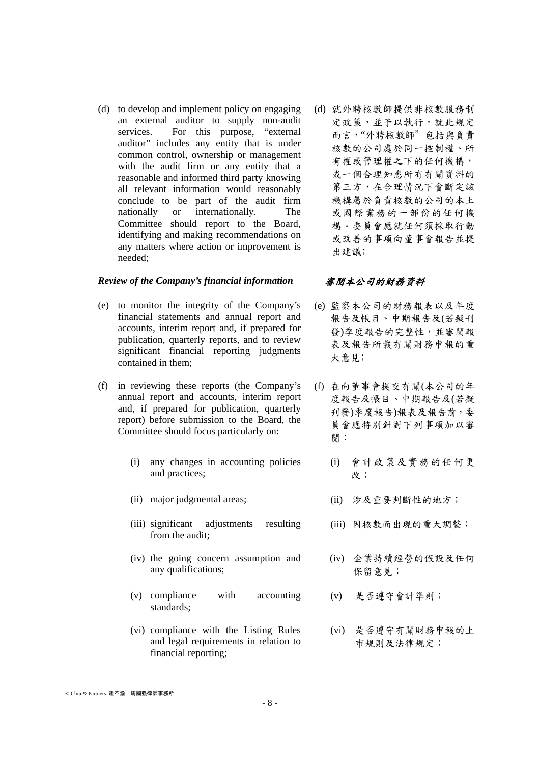(d) to develop and implement policy on engaging an external auditor to supply non-audit services. For this purpose, "external auditor" includes any entity that is under common control, ownership or management with the audit firm or any entity that a reasonable and informed third party knowing all relevant information would reasonably conclude to be part of the audit firm nationally or internationally. The Committee should report to the Board, identifying and making recommendations on any matters where action or improvement is needed;

(d) 就外聘核數師提供非核數服務制定政策，並予以執行。就此規定而言，"外聘核數師" 包括與負責核數的公司處於同一控制權、所有權或管理權之下的任何機構，或一個合理知悉所有有關資料的第三方，在合理情況下會斷定該機構屬於負責核數的公司的本土或國際業務的一部份的任何機構。委員會應就任何須採取行動或改善的事項向董事會報告並提出建議；

***Review of the Company's financial information***

***審閱本公司的財務資料***

(e) to monitor the integrity of the Company's financial statements and annual report and accounts, interim report and, if prepared for publication, quarterly reports, and to review significant financial reporting judgments contained in them;

(e) 監察本公司的財務報表以及年度報告及帳目、中期報告及(若擬刊發)季度報告的完整性，並審閱報表及報告所載有關財務申報的重大意見；

(f) in reviewing these reports (the Company's annual report and accounts, interim report and, if prepared for publication, quarterly report) before submission to the Board, the Committee should focus particularly on:

(f) 在向董事會提交有關(本公司的年度報告及帳目、中期報告及(若擬刊發)季度報告)報表及報告前，委員會應特別針對下列事項加以審閱：

(i) any changes in accounting policies and practices;

(i) 會計政策及實務的任何更改；

(ii) major judgmental areas;

(ii) 涉及重要判斷性的地方；

(iii) significant adjustments resulting from the audit;

(iii) 因核數而出現的重大調整；

(iv) the going concern assumption and any qualifications;

(iv) 企業持續經營的假設及任何保留意見；

(v) compliance with accounting standards;

(v) 是否遵守會計準則；

(vi) compliance with the Listing Rules and legal requirements in relation to financial reporting;

(vi) 是否遵守有關財務申報的上市規則及法律規定；

© Chiu & Partners 趙不渝 馬國强律師事務所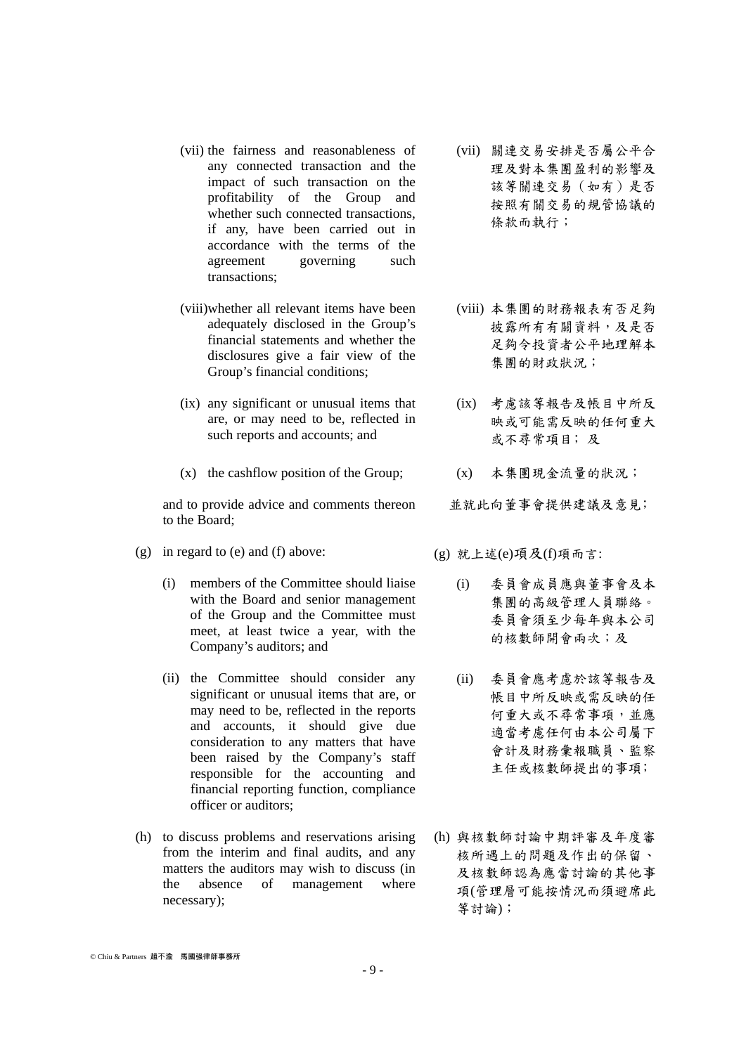(vii) the fairness and reasonableness of any connected transaction and the impact of such transaction on the profitability of the Group and whether such connected transactions, if any, have been carried out in accordance with the terms of the agreement governing such transactions;

(viii) whether all relevant items have been adequately disclosed in the Group's financial statements and whether the disclosures give a fair view of the Group's financial conditions;

(ix) any significant or unusual items that are, or may need to be, reflected in such reports and accounts; and

(x) the cashflow position of the Group;

and to provide advice and comments thereon to the Board;

(g) in regard to (e) and (f) above:

(i) members of the Committee should liaise with the Board and senior management of the Group and the Committee must meet, at least twice a year, with the Company's auditors; and

(ii) the Committee should consider any significant or unusual items that are, or may need to be, reflected in the reports and accounts, it should give due consideration to any matters that have been raised by the Company's staff responsible for the accounting and financial reporting function, compliance officer or auditors;

(h) to discuss problems and reservations arising from the interim and final audits, and any matters the auditors may wish to discuss (in the absence of management where necessary);

(vii) 關連交易安排是否屬公平合理及對本集團盈利的影響及該等關連交易（如有）是否按照有關交易的規管協議的條款而執行；

(viii) 本集團的財務報表有否足夠披露所有有關資料，及是否足夠令投資者公平地理解本集團的財政狀況；

(ix) 考慮該等報告及帳目中所反映或可能需反映的任何重大或不尋常項目；及

(x) 本集團現金流量的狀況；

並就此向董事會提供建議及意見；

(g) 就上述(e)項及(f)項而言:

(i) 委員會成員應與董事會及本集團的高級管理人員聯絡。委員會須至少每年與本公司的核數師開會兩次；及

(ii) 委員會應考慮於該等報告及帳目中所反映或需反映的任何重大或不尋常事項，並應適當考慮任何由本公司屬下會計及財務彙報職員、監察主任或核數師提出的事項；

(h) 與核數師討論中期評審及年度審核所遇上的問題及作出的保留、及核數師認為應當討論的其他事項(管理層可能按情況而須避席此等討論)；

© Chiu & Partners 趙不渝 馬國強律師事務所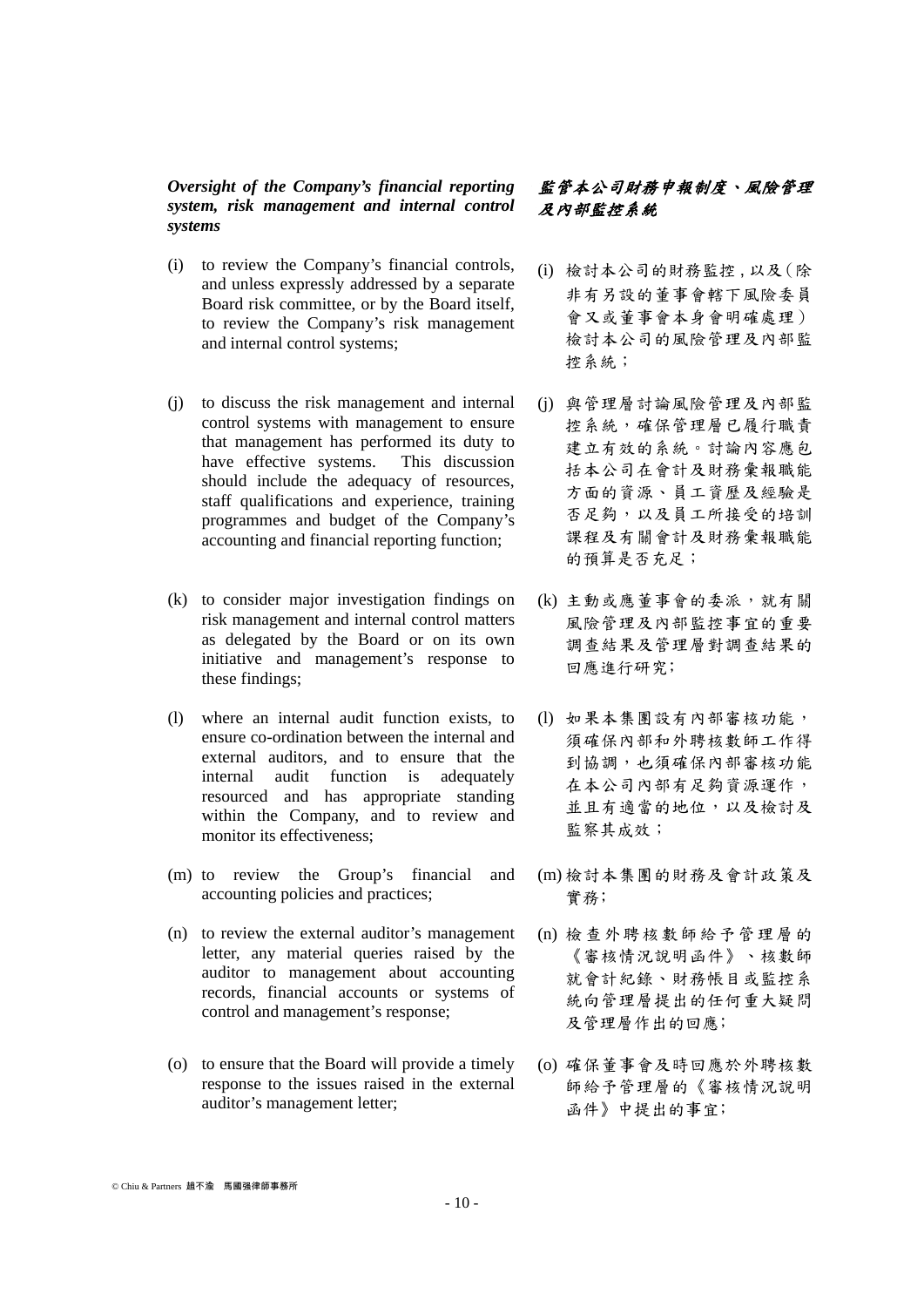***Oversight of the Company's financial reporting system, risk management and internal control systems***

***監管本公司財務申報制度、風險管理及內部監控系統***

(i) to review the Company's financial controls, and unless expressly addressed by a separate Board risk committee, or by the Board itself, to review the Company's risk management and internal control systems;

(i) 檢討本公司的財務監控，以及（除非有另設的董事會轄下風險委員會又或董事會本身會明確處理）檢討本公司的風險管理及內部監控系統；

(j) to discuss the risk management and internal control systems with management to ensure that management has performed its duty to have effective systems. This discussion should include the adequacy of resources, staff qualifications and experience, training programmes and budget of the Company's accounting and financial reporting function;

(j) 與管理層討論風險管理及內部監控系統，確保管理層已履行職責建立有效的系統。討論內容應包括本公司在會計及財務彙報職能方面的資源、員工資歷及經驗是否足夠，以及員工所接受的培訓課程及有關會計及財務彙報職能的預算是否充足；

(k) to consider major investigation findings on risk management and internal control matters as delegated by the Board or on its own initiative and management's response to these findings;

(k) 主動或應董事會的委派，就有關風險管理及內部監控事宜的重要調查結果及管理層對調查結果的回應進行研究；

(l) where an internal audit function exists, to ensure co-ordination between the internal and external auditors, and to ensure that the internal audit function is adequately resourced and has appropriate standing within the Company, and to review and monitor its effectiveness;

(l) 如果本集團設有內部審核功能，須確保內部和外聘核數師工作得到協調，也須確保內部審核功能在本公司內部有足夠資源運作，並且有適當的地位，以及檢討及監察其成效；

(m) to review the Group's financial and accounting policies and practices;

(m) 檢討本集團的財務及會計政策及實務；

(n) to review the external auditor's management letter, any material queries raised by the auditor to management about accounting records, financial accounts or systems of control and management's response;

(n) 檢查外聘核數師給予管理層的《審核情況說明函件》、核數師就會計紀錄、財務帳目或監控系統向管理層提出的任何重大疑問及管理層作出的回應；

(o) to ensure that the Board will provide a timely response to the issues raised in the external auditor's management letter;

(o) 確保董事會及時回應於外聘核數師給予管理層的《審核情況說明函件》中提出的事宜；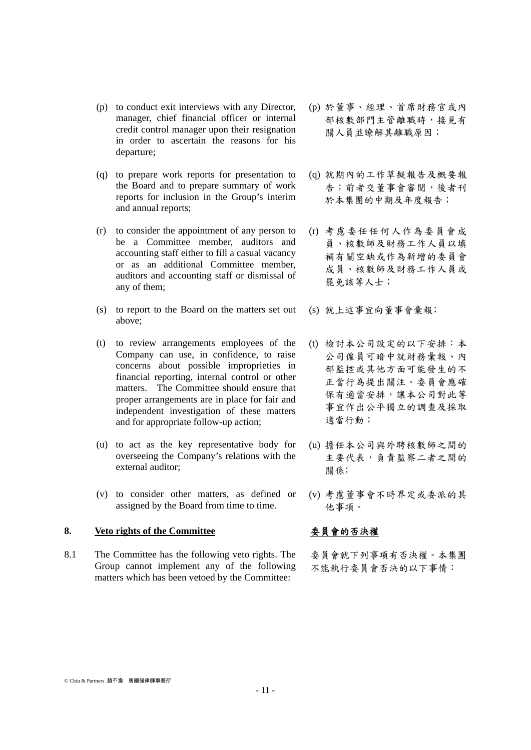(p) to conduct exit interviews with any Director, manager, chief financial officer or internal credit control manager upon their resignation in order to ascertain the reasons for his departure;

(p) 於董事、經理、首席財務官或內部核數部門主管離職時，接見有關人員並瞭解其離職原因；

(q) to prepare work reports for presentation to the Board and to prepare summary of work reports for inclusion in the Group's interim and annual reports;

(q) 就期內的工作草擬報告及概要報告；前者交董事會審閱，後者刊於本集團的中期及年度報告；

(r) to consider the appointment of any person to be a Committee member, auditors and accounting staff either to fill a casual vacancy or as an additional Committee member, auditors and accounting staff or dismissal of any of them;

(r) 考慮委任任何人作為委員會成員、核數師及財務工作人員以填補有關空缺或作為新增的委員會成員、核數師及財務工作人員或罷免該等人士；

(s) to report to the Board on the matters set out above;

(s) 就上述事宜向董事會彙報;

(t) to review arrangements employees of the Company can use, in confidence, to raise concerns about possible improprieties in financial reporting, internal control or other matters. The Committee should ensure that proper arrangements are in place for fair and independent investigation of these matters and for appropriate follow-up action;

(t) 檢討本公司設定的以下安排：本公司僱員可暗中就財務彙報、內部監控或其他方面可能發生的不正當行為提出關注。委員會應確保有適當安排，讓本公司對此等事宜作出公平獨立的調查及採取適當行動；

(u) to act as the key representative body for overseeing the Company's relations with the external auditor;

(u) 擔任本公司與外聘核數師之間的主要代表，負責監察二者之間的關係;

(v) to consider other matters, as defined or assigned by the Board from time to time.

(v) 考慮董事會不時界定或委派的其他事項。

## 8. <u>Veto rights of the Committee</u>

## <u>委員會的否決權</u>

8.1 The Committee has the following veto rights. The Group cannot implement any of the following matters which has been vetoed by the Committee:

委員會就下列事項有否決權。本集團不能執行委員會否決的以下事情：

© Chiu & Partners 趙不渝 馬國強律師事務所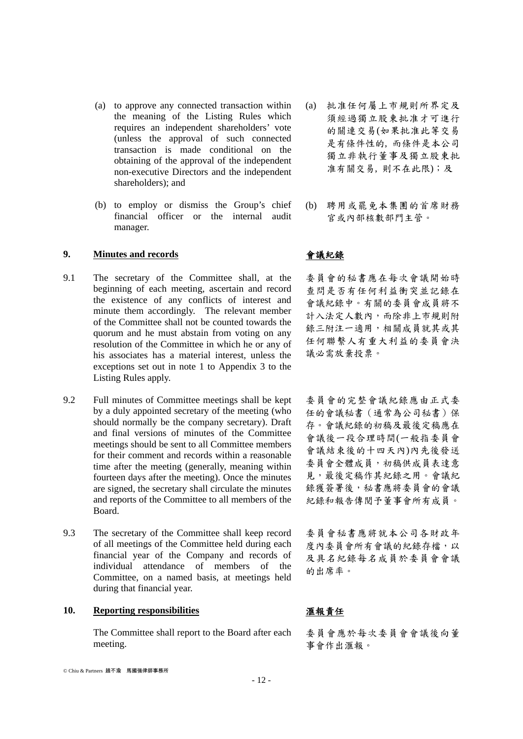(a) to approve any connected transaction within the meaning of the Listing Rules which requires an independent shareholders' vote (unless the approval of such connected transaction is made conditional on the obtaining of the approval of the independent non-executive Directors and the independent shareholders); and

(a) 批准任何屬上市規則所界定及須經過獨立股東批准才可進行的關連交易(如果批准此等交易是有條件性的，而條件是本公司獨立非執行董事及獨立股東批准有關交易，則不在此限)；及

(b) to employ or dismiss the Group's chief financial officer or the internal audit manager.

(b) 聘用或罷免本集團的首席財務官或內部核數部門主管。

## 9. Minutes and records

## 會議紀錄

9.1 The secretary of the Committee shall, at the beginning of each meeting, ascertain and record the existence of any conflicts of interest and minute them accordingly. The relevant member of the Committee shall not be counted towards the quorum and he must abstain from voting on any resolution of the Committee in which he or any of his associates has a material interest, unless the exceptions set out in note 1 to Appendix 3 to the Listing Rules apply.

委員會的秘書應在每次會議開始時查問是否有任何利益衝突並記錄在會議紀錄中。有關的委員會成員將不計入法定人數內，而除非上市規則附錄三附注一適用，相關成員就其或其任何聯繫人有重大利益的委員會決議必需放棄投票。

9.2 Full minutes of Committee meetings shall be kept by a duly appointed secretary of the meeting (who should normally be the company secretary). Draft and final versions of minutes of the Committee meetings should be sent to all Committee members for their comment and records within a reasonable time after the meeting (generally, meaning within fourteen days after the meeting). Once the minutes are signed, the secretary shall circulate the minutes and reports of the Committee to all members of the Board.

委員會的完整會議紀錄應由正式委任的會議秘書（通常為公司秘書）保存。會議紀錄的初稿及最後定稿應在會議後一段合理時間(一般指委員會會議結束後的十四天內)內先後發送委員會全體成員，初稿供成員表達意見，最後定稿作其紀錄之用。會議紀錄獲簽署後，秘書應將委員會的會議紀錄和報告傳閱予董事會所有成員。

9.3 The secretary of the Committee shall keep record of all meetings of the Committee held during each financial year of the Company and records of individual attendance of members of the Committee, on a named basis, at meetings held during that financial year.

委員會秘書應將就本公司各財政年度內委員會所有會議的紀錄存檔，以及具名紀錄每名成員於委員會會議的出席率。

## 10. Reporting responsibilities

## 滙報責任

The Committee shall report to the Board after each meeting.

委員會應於每次委員會會議後向董事會作出滙報。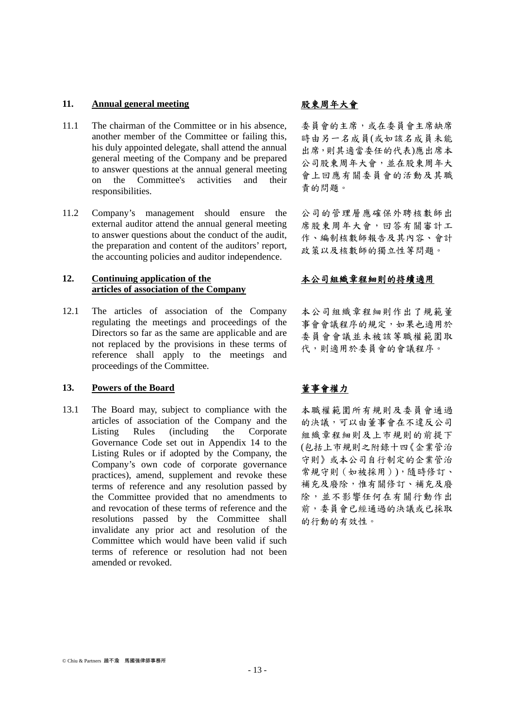## 11. Annual general meeting

## 股東周年大會

11.1 The chairman of the Committee or in his absence, another member of the Committee or failing this, his duly appointed delegate, shall attend the annual general meeting of the Company and be prepared to answer questions at the annual general meeting on the Committee's activities and their responsibilities.

委員會的主席，或在委員會主席缺席時由另一名成員(或如該名成員未能出席，則其適當委任的代表)應出席本公司股東周年大會，並在股東周年大會上回應有關委員會的活動及其職責的問題。

11.2 Company's management should ensure the external auditor attend the annual general meeting to answer questions about the conduct of the audit, the preparation and content of the auditors' report, the accounting policies and auditor independence.

公司的管理層應確保外聘核數師出席股東周年大會，回答有關審計工作、編制核數師報告及其內容、會計政策以及核數師的獨立性等問題。

## 12. Continuing application of the articles of association of the Company

## 本公司組織章程細則的持續適用

12.1 The articles of association of the Company regulating the meetings and proceedings of the Directors so far as the same are applicable and are not replaced by the provisions in these terms of reference shall apply to the meetings and proceedings of the Committee.

本公司組織章程細則作出了規範董事會會議程序的規定，如果也適用於委員會會議並未被該等職權範圍取代，則適用於委員會的會議程序。

## 13. Powers of the Board

## 董事會權力

13.1 The Board may, subject to compliance with the articles of association of the Company and the Listing Rules (including the Corporate Governance Code set out in Appendix 14 to the Listing Rules or if adopted by the Company, the Company's own code of corporate governance practices), amend, supplement and revoke these terms of reference and any resolution passed by the Committee provided that no amendments to and revocation of these terms of reference and the resolutions passed by the Committee shall invalidate any prior act and resolution of the Committee which would have been valid if such terms of reference or resolution had not been amended or revoked.

本職權範圍所有規則及委員會通過的決議，可以由董事會在不違反公司組織章程細則及上市規則的前提下(包括上市規則之附錄十四《企業管治守則》或本公司自行制定的企業管治常規守則（如被採用）)，隨時修訂、補充及廢除，惟有關修訂、補充及廢除，並不影響任何在有關行動作出前，委員會已經通過的決議或已採取的行動的有效性。

© Chiu & Partners 趙不渝 馬國強律師事務所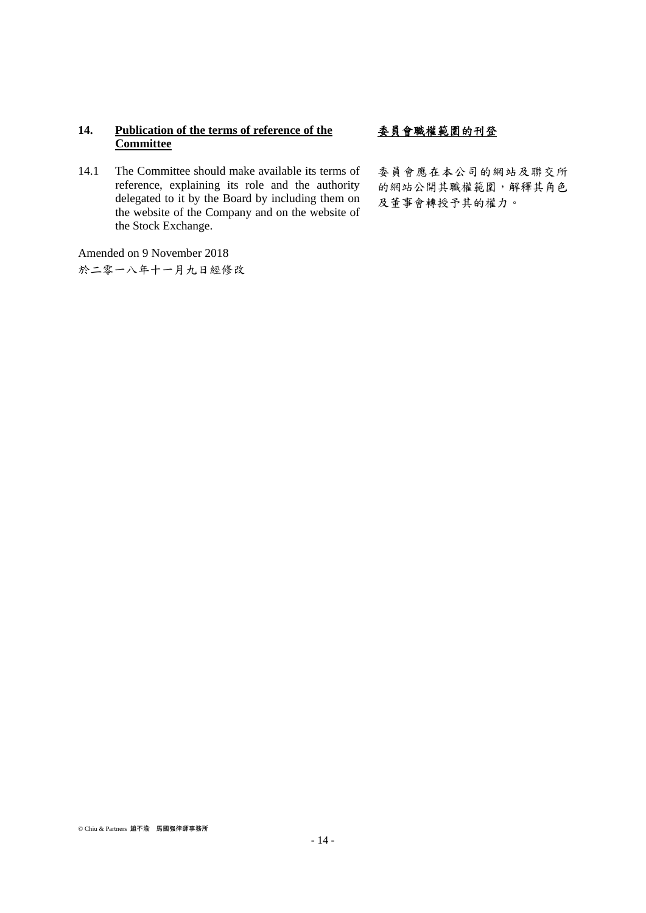## 14. Publication of the terms of reference of the Committee

## 委員會職權範圍的刊登

14.1 The Committee should make available its terms of reference, explaining its role and the authority delegated to it by the Board by including them on the website of the Company and on the website of the Stock Exchange.

委員會應在本公司的網站及聯交所的網站公開其職權範圍，解釋其角色及董事會轉授予其的權力。

Amended on 9 November 2018

於二零一八年十一月九日經修改

© Chiu & Partners 趙不渝 馬國強律師事務所